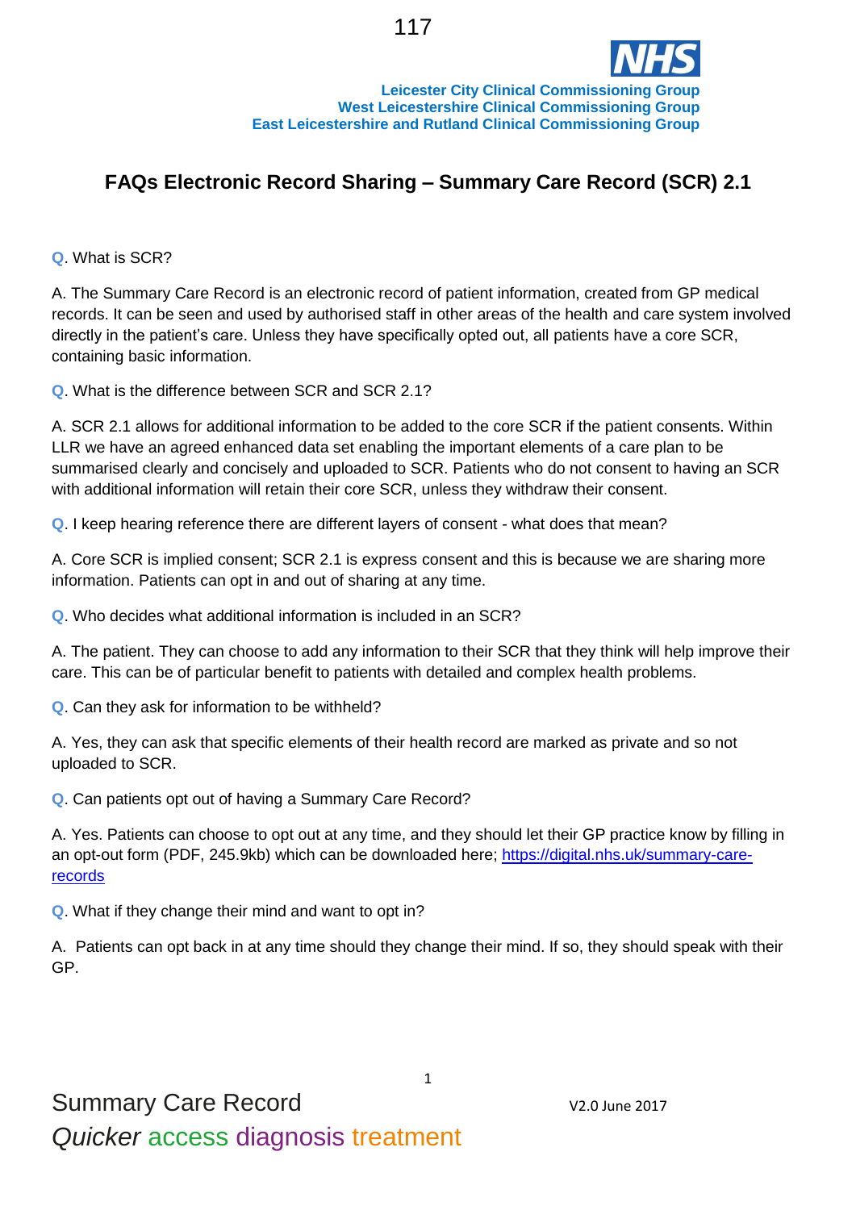Leicester City Clinical Commissioning Group
West Leicestershire Clinical Commissioning Group
East Leicestershire and Rutland Clinical Commissioning Group

# FAQs Electronic Record Sharing – Summary Care Record (SCR) 2.1

**Q**. What is SCR?

A. The Summary Care Record is an electronic record of patient information, created from GP medical records. It can be seen and used by authorised staff in other areas of the health and care system involved directly in the patient's care. Unless they have specifically opted out, all patients have a core SCR, containing basic information.

**Q**. What is the difference between SCR and SCR 2.1?

A. SCR 2.1 allows for additional information to be added to the core SCR if the patient consents. Within LLR we have an agreed enhanced data set enabling the important elements of a care plan to be summarised clearly and concisely and uploaded to SCR. Patients who do not consent to having an SCR with additional information will retain their core SCR, unless they withdraw their consent.

**Q**. I keep hearing reference there are different layers of consent - what does that mean?

A. Core SCR is implied consent; SCR 2.1 is express consent and this is because we are sharing more information. Patients can opt in and out of sharing at any time.

**Q**. Who decides what additional information is included in an SCR?

A. The patient. They can choose to add any information to their SCR that they think will help improve their care. This can be of particular benefit to patients with detailed and complex health problems.

**Q**. Can they ask for information to be withheld?

A. Yes, they can ask that specific elements of their health record are marked as private and so not uploaded to SCR.

**Q**. Can patients opt out of having a Summary Care Record?

A. Yes. Patients can choose to opt out at any time, and they should let their GP practice know by filling in an opt-out form (PDF, 245.9kb) which can be downloaded here; [https://digital.nhs.uk/summary-care-records](https://digital.nhs.uk/summary-care-records)

**Q**. What if they change their mind and want to opt in?

A. Patients can opt back in at any time should they change their mind. If so, they should speak with their GP.

Summary Care Record
*Quicker* access diagnosis treatment

V2.0 June 2017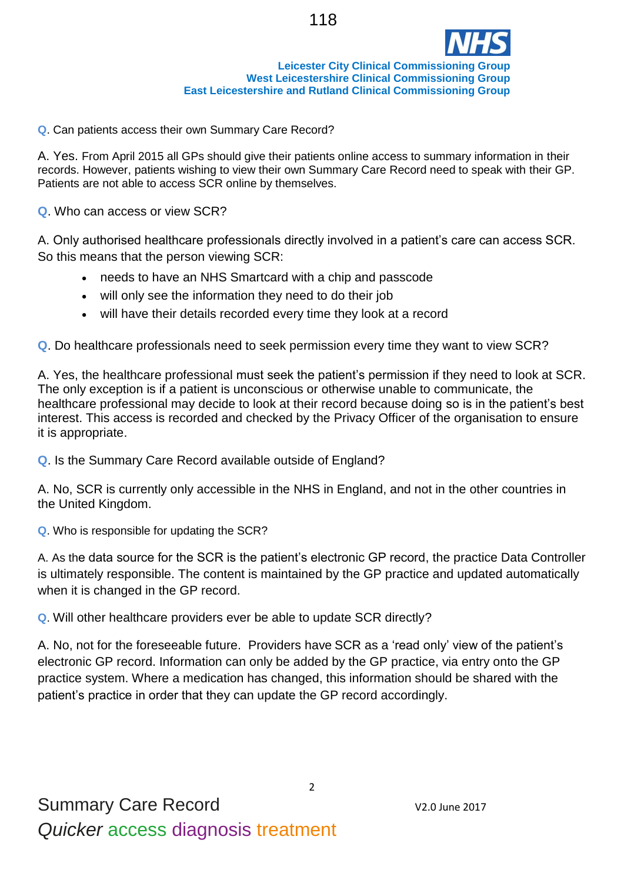**Q**. Can patients access their own Summary Care Record?

A. Yes. From April 2015 all GPs should give their patients online access to summary information in their records. However, patients wishing to view their own Summary Care Record need to speak with their GP. Patients are not able to access SCR online by themselves.

**Q**. Who can access or view SCR?

A. Only authorised healthcare professionals directly involved in a patient's care can access SCR. So this means that the person viewing SCR:

- needs to have an NHS Smartcard with a chip and passcode
- will only see the information they need to do their job
- will have their details recorded every time they look at a record

**Q**. Do healthcare professionals need to seek permission every time they want to view SCR?

A. Yes, the healthcare professional must seek the patient's permission if they need to look at SCR. The only exception is if a patient is unconscious or otherwise unable to communicate, the healthcare professional may decide to look at their record because doing so is in the patient's best interest. This access is recorded and checked by the Privacy Officer of the organisation to ensure it is appropriate.

**Q**. Is the Summary Care Record available outside of England?

A. No, SCR is currently only accessible in the NHS in England, and not in the other countries in the United Kingdom.

**Q**. Who is responsible for updating the SCR?

A. As the data source for the SCR is the patient's electronic GP record, the practice Data Controller is ultimately responsible. The content is maintained by the GP practice and updated automatically when it is changed in the GP record.

**Q**. Will other healthcare providers ever be able to update SCR directly?

A. No, not for the foreseeable future. Providers have SCR as a 'read only' view of the patient's electronic GP record. Information can only be added by the GP practice, via entry onto the GP practice system. Where a medication has changed, this information should be shared with the patient's practice in order that they can update the GP record accordingly.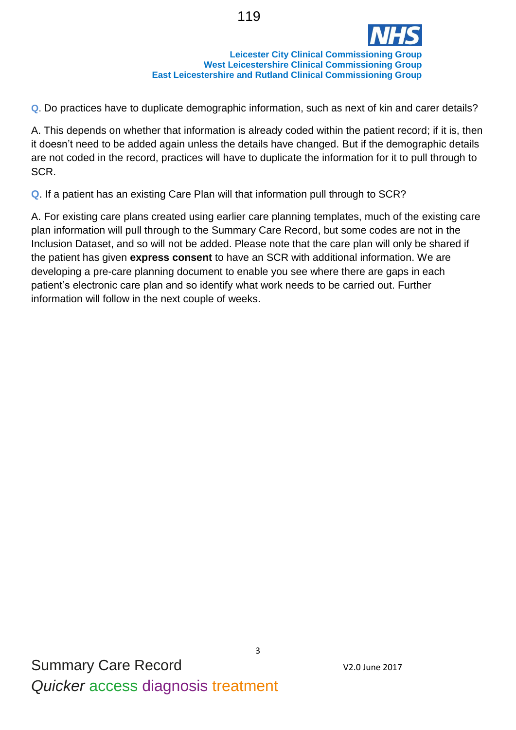**Q**. Do practices have to duplicate demographic information, such as next of kin and carer details?

A. This depends on whether that information is already coded within the patient record; if it is, then it doesn't need to be added again unless the details have changed. But if the demographic details are not coded in the record, practices will have to duplicate the information for it to pull through to SCR.

**Q**. If a patient has an existing Care Plan will that information pull through to SCR?

A. For existing care plans created using earlier care planning templates, much of the existing care plan information will pull through to the Summary Care Record, but some codes are not in the Inclusion Dataset, and so will not be added. Please note that the care plan will only be shared if the patient has given **express consent** to have an SCR with additional information. We are developing a pre-care planning document to enable you see where there are gaps in each patient's electronic care plan and so identify what work needs to be carried out. Further information will follow in the next couple of weeks.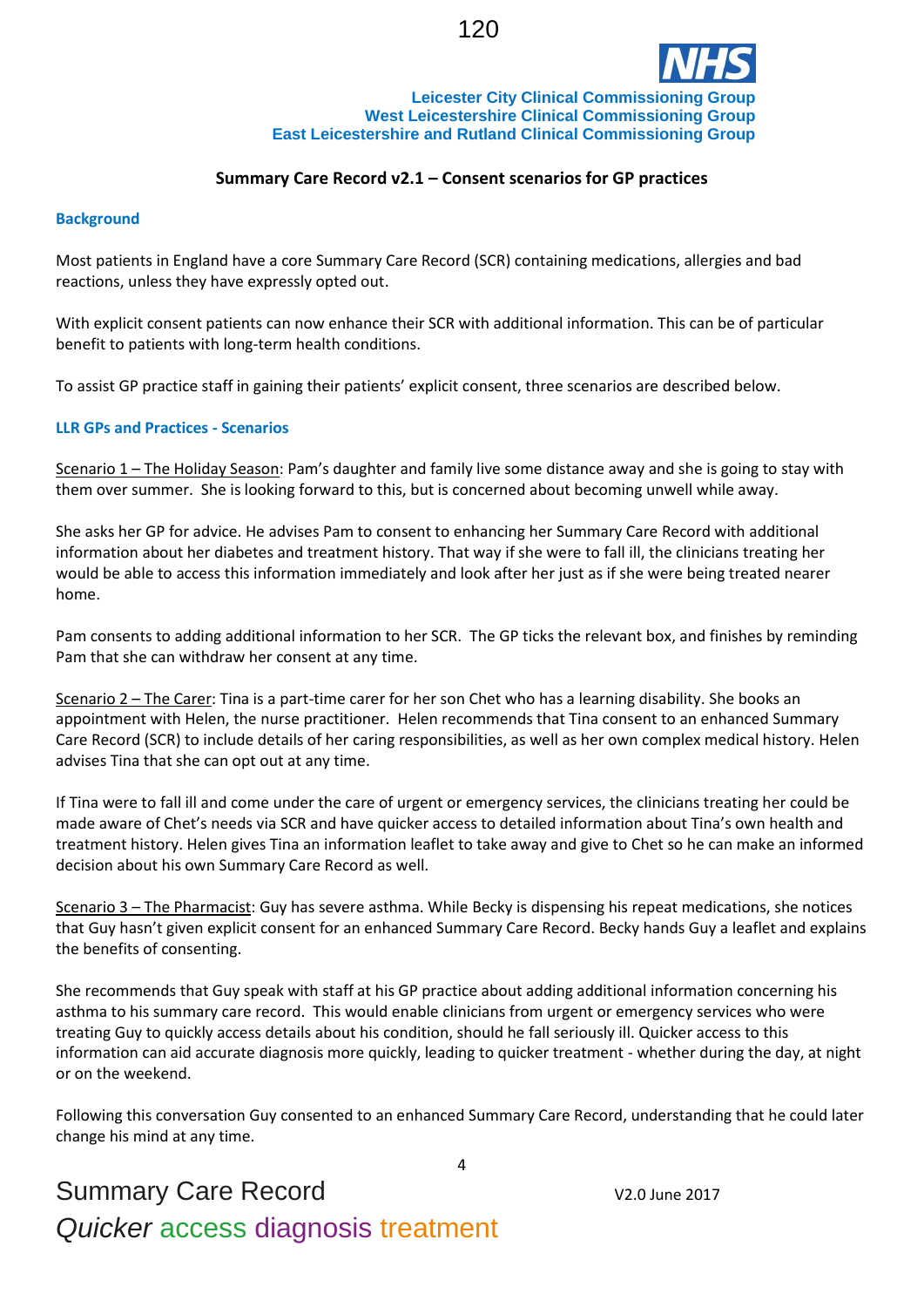Leicester City Clinical Commissioning Group
West Leicestershire Clinical Commissioning Group
East Leicestershire and Rutland Clinical Commissioning Group

**Summary Care Record v2.1 – Consent scenarios for GP practices**

## Background

Most patients in England have a core Summary Care Record (SCR) containing medications, allergies and bad reactions, unless they have expressly opted out.

With explicit consent patients can now enhance their SCR with additional information. This can be of particular benefit to patients with long-term health conditions.

To assist GP practice staff in gaining their patients' explicit consent, three scenarios are described below.

## LLR GPs and Practices - Scenarios

Scenario 1 – The Holiday Season: Pam's daughter and family live some distance away and she is going to stay with them over summer. She is looking forward to this, but is concerned about becoming unwell while away.

She asks her GP for advice. He advises Pam to consent to enhancing her Summary Care Record with additional information about her diabetes and treatment history. That way if she were to fall ill, the clinicians treating her would be able to access this information immediately and look after her just as if she were being treated nearer home.

Pam consents to adding additional information to her SCR. The GP ticks the relevant box, and finishes by reminding Pam that she can withdraw her consent at any time.

Scenario 2 – The Carer: Tina is a part-time carer for her son Chet who has a learning disability. She books an appointment with Helen, the nurse practitioner. Helen recommends that Tina consent to an enhanced Summary Care Record (SCR) to include details of her caring responsibilities, as well as her own complex medical history. Helen advises Tina that she can opt out at any time.

If Tina were to fall ill and come under the care of urgent or emergency services, the clinicians treating her could be made aware of Chet's needs via SCR and have quicker access to detailed information about Tina's own health and treatment history. Helen gives Tina an information leaflet to take away and give to Chet so he can make an informed decision about his own Summary Care Record as well.

Scenario 3 – The Pharmacist: Guy has severe asthma. While Becky is dispensing his repeat medications, she notices that Guy hasn't given explicit consent for an enhanced Summary Care Record. Becky hands Guy a leaflet and explains the benefits of consenting.

She recommends that Guy speak with staff at his GP practice about adding additional information concerning his asthma to his summary care record. This would enable clinicians from urgent or emergency services who were treating Guy to quickly access details about his condition, should he fall seriously ill. Quicker access to this information can aid accurate diagnosis more quickly, leading to quicker treatment - whether during the day, at night or on the weekend.

Following this conversation Guy consented to an enhanced Summary Care Record, understanding that he could later change his mind at any time.

Summary Care Record
*Quicker* access diagnosis treatment

V2.0 June 2017